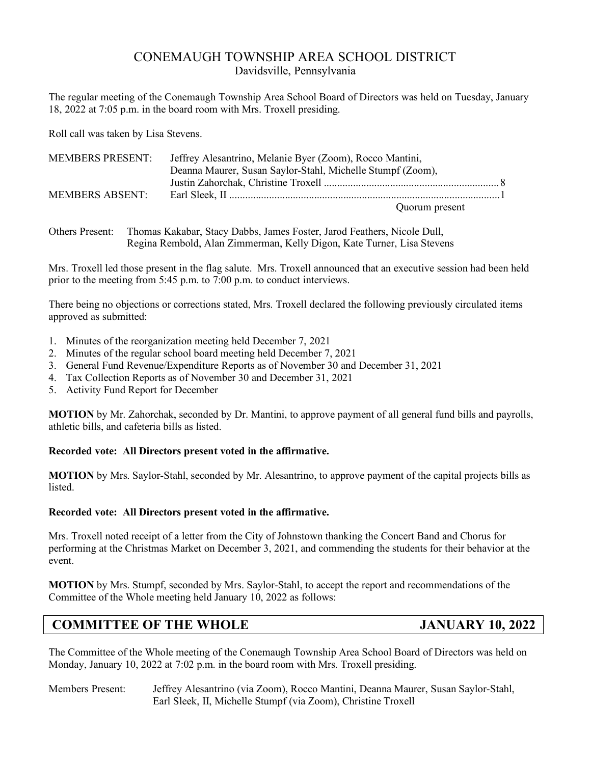# CONEMAUGH TOWNSHIP AREA SCHOOL DISTRICT

Davidsville, Pennsylvania

The regular meeting of the Conemaugh Township Area School Board of Directors was held on Tuesday, January 18, 2022 at 7:05 p.m. in the board room with Mrs. Troxell presiding.

Roll call was taken by Lisa Stevens.

| | | |
|---|---|---|
| MEMBERS PRESENT: | Jeffrey Alesantrino, Melanie Byer (Zoom), Rocco Mantini, Deanna Maurer, Susan Saylor-Stahl, Michelle Stumpf (Zoom), Justin Zahorchak, Christine Troxell | 8 |
| MEMBERS ABSENT: | Earl Sleek, II | 1 |
| | Quorum present | |

Others Present: Thomas Kakabar, Stacy Dabbs, James Foster, Jarod Feathers, Nicole Dull, Regina Rembold, Alan Zimmerman, Kelly Digon, Kate Turner, Lisa Stevens

Mrs. Troxell led those present in the flag salute. Mrs. Troxell announced that an executive session had been held prior to the meeting from 5:45 p.m. to 7:00 p.m. to conduct interviews.

There being no objections or corrections stated, Mrs. Troxell declared the following previously circulated items approved as submitted:

1. Minutes of the reorganization meeting held December 7, 2021
2. Minutes of the regular school board meeting held December 7, 2021
3. General Fund Revenue/Expenditure Reports as of November 30 and December 31, 2021
4. Tax Collection Reports as of November 30 and December 31, 2021
5. Activity Fund Report for December

**MOTION** by Mr. Zahorchak, seconded by Dr. Mantini, to approve payment of all general fund bills and payrolls, athletic bills, and cafeteria bills as listed.

**Recorded vote: All Directors present voted in the affirmative.**

**MOTION** by Mrs. Saylor-Stahl, seconded by Mr. Alesantrino, to approve payment of the capital projects bills as listed.

**Recorded vote: All Directors present voted in the affirmative.**

Mrs. Troxell noted receipt of a letter from the City of Johnstown thanking the Concert Band and Chorus for performing at the Christmas Market on December 3, 2021, and commending the students for their behavior at the event.

**MOTION** by Mrs. Stumpf, seconded by Mrs. Saylor-Stahl, to accept the report and recommendations of the Committee of the Whole meeting held January 10, 2022 as follows:

## COMMITTEE OF THE WHOLE — JANUARY 10, 2022

The Committee of the Whole meeting of the Conemaugh Township Area School Board of Directors was held on Monday, January 10, 2022 at 7:02 p.m. in the board room with Mrs. Troxell presiding.

Members Present: Jeffrey Alesantrino (via Zoom), Rocco Mantini, Deanna Maurer, Susan Saylor-Stahl, Earl Sleek, II, Michelle Stumpf (via Zoom), Christine Troxell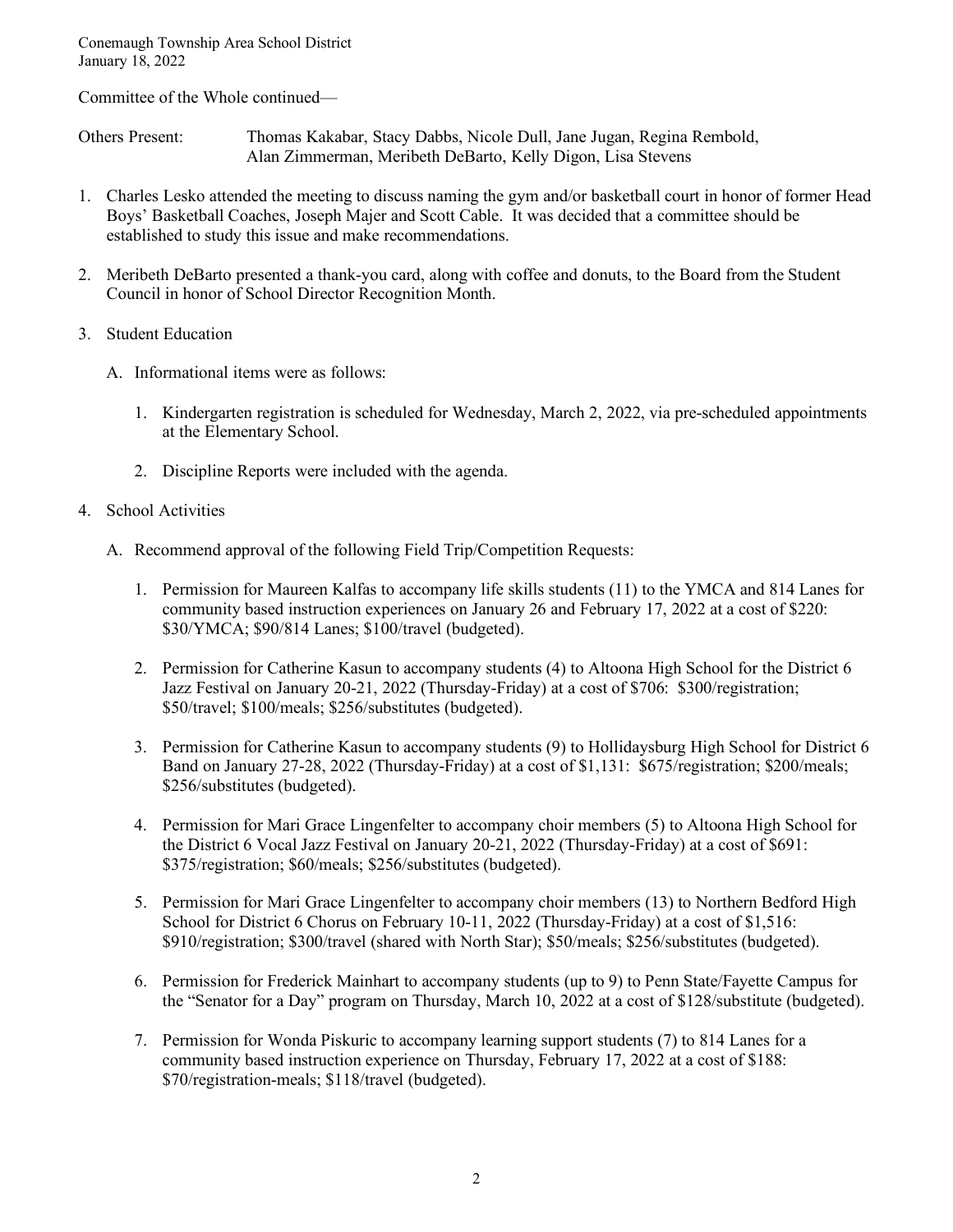Committee of the Whole continued—

Others Present: Thomas Kakabar, Stacy Dabbs, Nicole Dull, Jane Jugan, Regina Rembold, Alan Zimmerman, Meribeth DeBarto, Kelly Digon, Lisa Stevens

1. Charles Lesko attended the meeting to discuss naming the gym and/or basketball court in honor of former Head Boys' Basketball Coaches, Joseph Majer and Scott Cable. It was decided that a committee should be established to study this issue and make recommendations.

2. Meribeth DeBarto presented a thank-you card, along with coffee and donuts, to the Board from the Student Council in honor of School Director Recognition Month.

3. Student Education

   A. Informational items were as follows:

      1. Kindergarten registration is scheduled for Wednesday, March 2, 2022, via pre-scheduled appointments at the Elementary School.

      2. Discipline Reports were included with the agenda.

4. School Activities

   A. Recommend approval of the following Field Trip/Competition Requests:

      1. Permission for Maureen Kalfas to accompany life skills students (11) to the YMCA and 814 Lanes for community based instruction experiences on January 26 and February 17, 2022 at a cost of $220: $30/YMCA; $90/814 Lanes; $100/travel (budgeted).

      2. Permission for Catherine Kasun to accompany students (4) to Altoona High School for the District 6 Jazz Festival on January 20-21, 2022 (Thursday-Friday) at a cost of $706: $300/registration; $50/travel; $100/meals; $256/substitutes (budgeted).

      3. Permission for Catherine Kasun to accompany students (9) to Hollidaysburg High School for District 6 Band on January 27-28, 2022 (Thursday-Friday) at a cost of $1,131: $675/registration; $200/meals; $256/substitutes (budgeted).

      4. Permission for Mari Grace Lingenfelter to accompany choir members (5) to Altoona High School for the District 6 Vocal Jazz Festival on January 20-21, 2022 (Thursday-Friday) at a cost of $691: $375/registration; $60/meals; $256/substitutes (budgeted).

      5. Permission for Mari Grace Lingenfelter to accompany choir members (13) to Northern Bedford High School for District 6 Chorus on February 10-11, 2022 (Thursday-Friday) at a cost of $1,516: $910/registration; $300/travel (shared with North Star); $50/meals; $256/substitutes (budgeted).

      6. Permission for Frederick Mainhart to accompany students (up to 9) to Penn State/Fayette Campus for the "Senator for a Day" program on Thursday, March 10, 2022 at a cost of $128/substitute (budgeted).

      7. Permission for Wonda Piskuric to accompany learning support students (7) to 814 Lanes for a community based instruction experience on Thursday, February 17, 2022 at a cost of $188: $70/registration-meals; $118/travel (budgeted).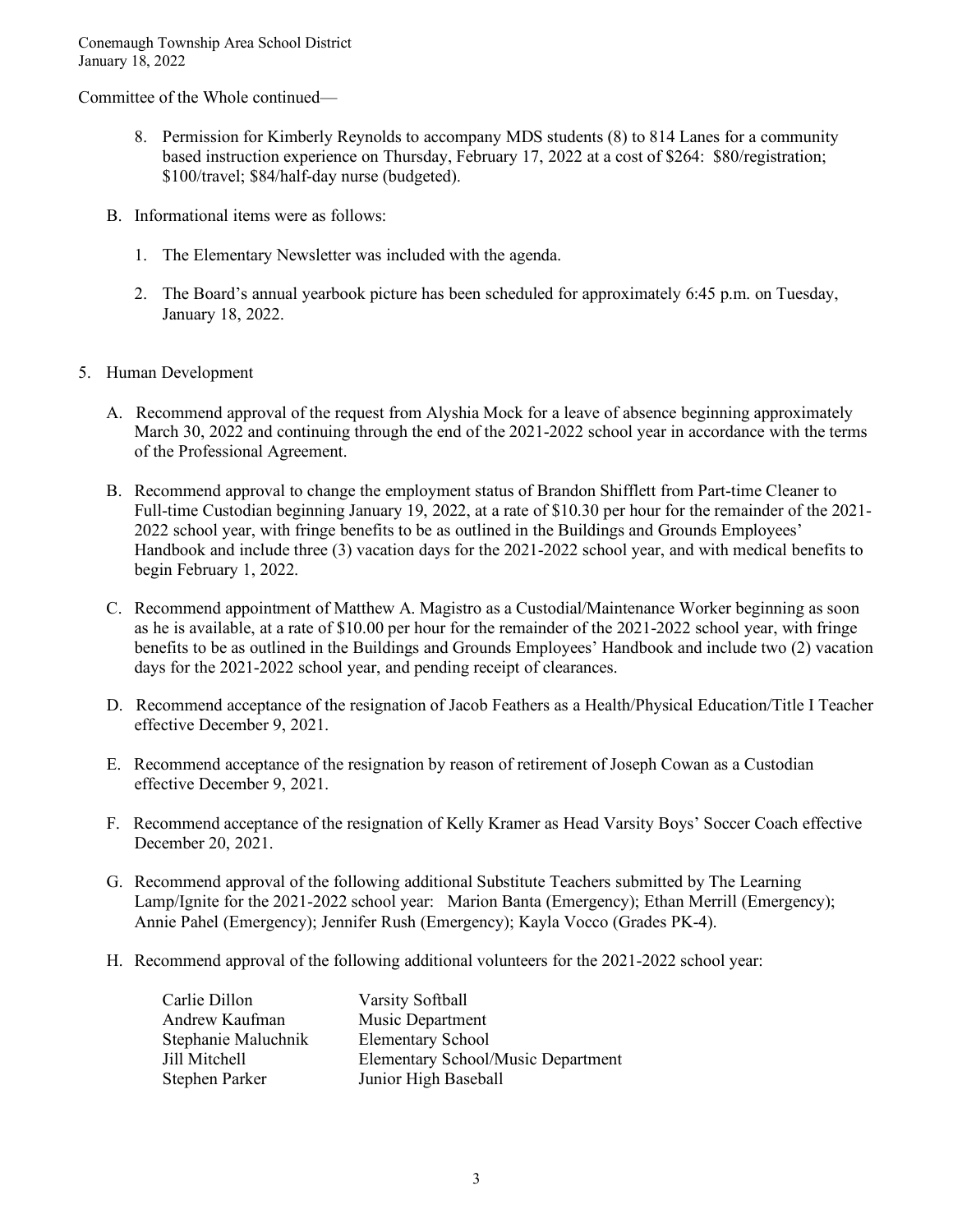Committee of the Whole continued—

8. Permission for Kimberly Reynolds to accompany MDS students (8) to 814 Lanes for a community based instruction experience on Thursday, February 17, 2022 at a cost of $264: $80/registration; $100/travel; $84/half-day nurse (budgeted).

B. Informational items were as follows:

1. The Elementary Newsletter was included with the agenda.

2. The Board's annual yearbook picture has been scheduled for approximately 6:45 p.m. on Tuesday, January 18, 2022.

5. Human Development

A. Recommend approval of the request from Alyshia Mock for a leave of absence beginning approximately March 30, 2022 and continuing through the end of the 2021-2022 school year in accordance with the terms of the Professional Agreement.

B. Recommend approval to change the employment status of Brandon Shifflett from Part-time Cleaner to Full-time Custodian beginning January 19, 2022, at a rate of $10.30 per hour for the remainder of the 2021-2022 school year, with fringe benefits to be as outlined in the Buildings and Grounds Employees' Handbook and include three (3) vacation days for the 2021-2022 school year, and with medical benefits to begin February 1, 2022.

C. Recommend appointment of Matthew A. Magistro as a Custodial/Maintenance Worker beginning as soon as he is available, at a rate of $10.00 per hour for the remainder of the 2021-2022 school year, with fringe benefits to be as outlined in the Buildings and Grounds Employees' Handbook and include two (2) vacation days for the 2021-2022 school year, and pending receipt of clearances.

D. Recommend acceptance of the resignation of Jacob Feathers as a Health/Physical Education/Title I Teacher effective December 9, 2021.

E. Recommend acceptance of the resignation by reason of retirement of Joseph Cowan as a Custodian effective December 9, 2021.

F. Recommend acceptance of the resignation of Kelly Kramer as Head Varsity Boys' Soccer Coach effective December 20, 2021.

G. Recommend approval of the following additional Substitute Teachers submitted by The Learning Lamp/Ignite for the 2021-2022 school year: Marion Banta (Emergency); Ethan Merrill (Emergency); Annie Pahel (Emergency); Jennifer Rush (Emergency); Kayla Vocco (Grades PK-4).

H. Recommend approval of the following additional volunteers for the 2021-2022 school year:

| | |
|---|---|
| Carlie Dillon | Varsity Softball |
| Andrew Kaufman | Music Department |
| Stephanie Maluchnik | Elementary School |
| Jill Mitchell | Elementary School/Music Department |
| Stephen Parker | Junior High Baseball |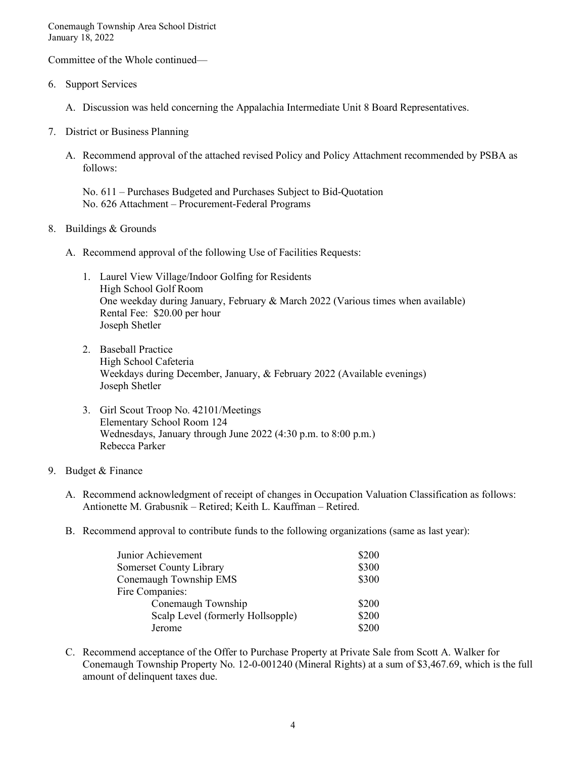Committee of the Whole continued—

6. Support Services

   A. Discussion was held concerning the Appalachia Intermediate Unit 8 Board Representatives.

7. District or Business Planning

   A. Recommend approval of the attached revised Policy and Policy Attachment recommended by PSBA as follows:

      No. 611 – Purchases Budgeted and Purchases Subject to Bid-Quotation
      No. 626 Attachment – Procurement-Federal Programs

8. Buildings & Grounds

   A. Recommend approval of the following Use of Facilities Requests:

      1. Laurel View Village/Indoor Golfing for Residents
         High School Golf Room
         One weekday during January, February & March 2022 (Various times when available)
         Rental Fee: $20.00 per hour
         Joseph Shetler

      2. Baseball Practice
         High School Cafeteria
         Weekdays during December, January, & February 2022 (Available evenings)
         Joseph Shetler

      3. Girl Scout Troop No. 42101/Meetings
         Elementary School Room 124
         Wednesdays, January through June 2022 (4:30 p.m. to 8:00 p.m.)
         Rebecca Parker

9. Budget & Finance

   A. Recommend acknowledgment of receipt of changes in Occupation Valuation Classification as follows: Antionette M. Grabusnik – Retired; Keith L. Kauffman – Retired.

   B. Recommend approval to contribute funds to the following organizations (same as last year):

| Organization | Amount |
|---|---|
| Junior Achievement | $200 |
| Somerset County Library | $300 |
| Conemaugh Township EMS | $300 |
| Fire Companies: | |
| Conemaugh Township | $200 |
| Scalp Level (formerly Hollsopple) | $200 |
| Jerome | $200 |

   C. Recommend acceptance of the Offer to Purchase Property at Private Sale from Scott A. Walker for Conemaugh Township Property No. 12-0-001240 (Mineral Rights) at a sum of $3,467.69, which is the full amount of delinquent taxes due.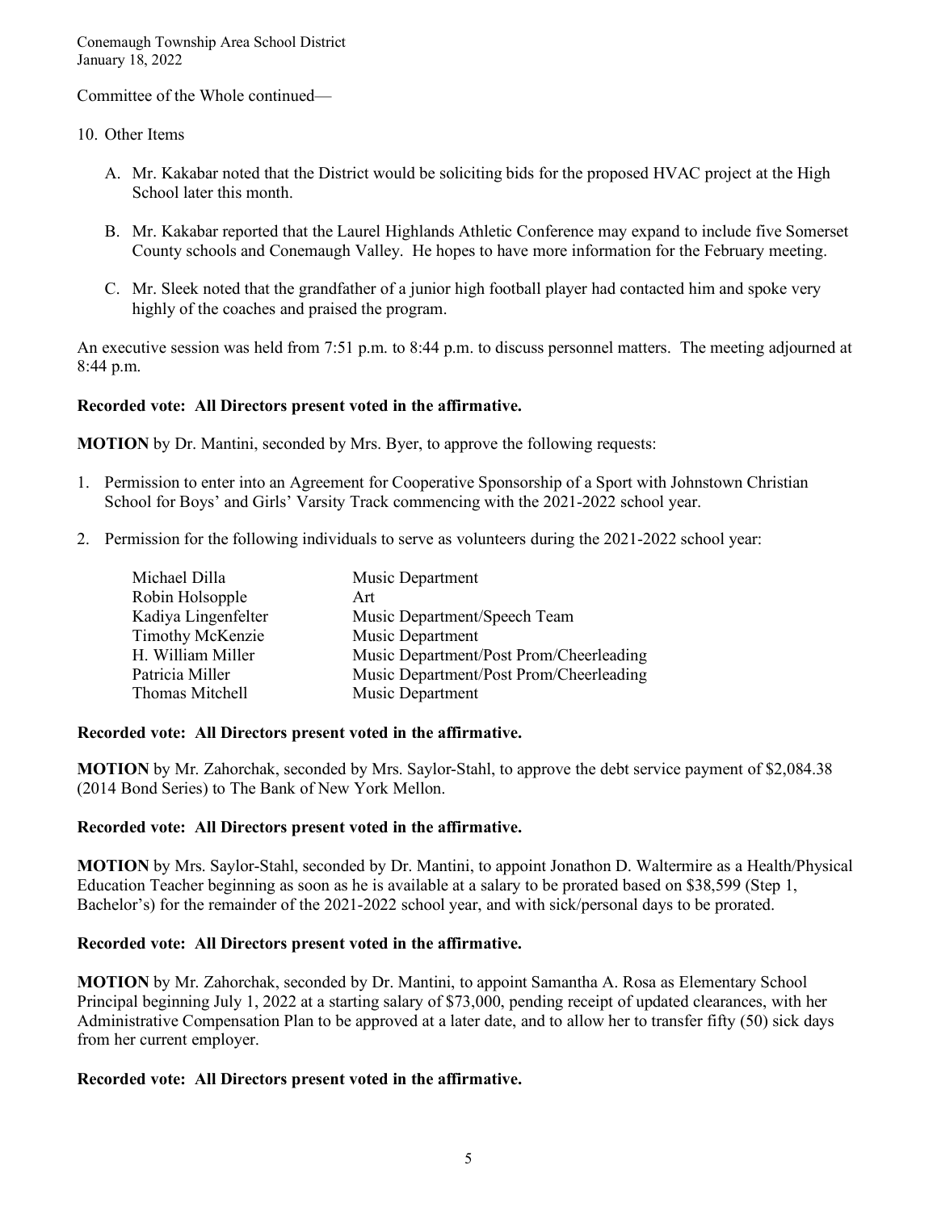Committee of the Whole continued—

10. Other Items

    A. Mr. Kakabar noted that the District would be soliciting bids for the proposed HVAC project at the High School later this month.

    B. Mr. Kakabar reported that the Laurel Highlands Athletic Conference may expand to include five Somerset County schools and Conemaugh Valley. He hopes to have more information for the February meeting.

    C. Mr. Sleek noted that the grandfather of a junior high football player had contacted him and spoke very highly of the coaches and praised the program.

An executive session was held from 7:51 p.m. to 8:44 p.m. to discuss personnel matters. The meeting adjourned at 8:44 p.m.

**Recorded vote: All Directors present voted in the affirmative.**

**MOTION** by Dr. Mantini, seconded by Mrs. Byer, to approve the following requests:

1. Permission to enter into an Agreement for Cooperative Sponsorship of a Sport with Johnstown Christian School for Boys' and Girls' Varsity Track commencing with the 2021-2022 school year.

2. Permission for the following individuals to serve as volunteers during the 2021-2022 school year:

| | |
|---|---|
| Michael Dilla | Music Department |
| Robin Holsopple | Art |
| Kadiya Lingenfelter | Music Department/Speech Team |
| Timothy McKenzie | Music Department |
| H. William Miller | Music Department/Post Prom/Cheerleading |
| Patricia Miller | Music Department/Post Prom/Cheerleading |
| Thomas Mitchell | Music Department |

**Recorded vote: All Directors present voted in the affirmative.**

**MOTION** by Mr. Zahorchak, seconded by Mrs. Saylor-Stahl, to approve the debt service payment of $2,084.38 (2014 Bond Series) to The Bank of New York Mellon.

**Recorded vote: All Directors present voted in the affirmative.**

**MOTION** by Mrs. Saylor-Stahl, seconded by Dr. Mantini, to appoint Jonathon D. Waltermire as a Health/Physical Education Teacher beginning as soon as he is available at a salary to be prorated based on $38,599 (Step 1, Bachelor's) for the remainder of the 2021-2022 school year, and with sick/personal days to be prorated.

**Recorded vote: All Directors present voted in the affirmative.**

**MOTION** by Mr. Zahorchak, seconded by Dr. Mantini, to appoint Samantha A. Rosa as Elementary School Principal beginning July 1, 2022 at a starting salary of $73,000, pending receipt of updated clearances, with her Administrative Compensation Plan to be approved at a later date, and to allow her to transfer fifty (50) sick days from her current employer.

**Recorded vote: All Directors present voted in the affirmative.**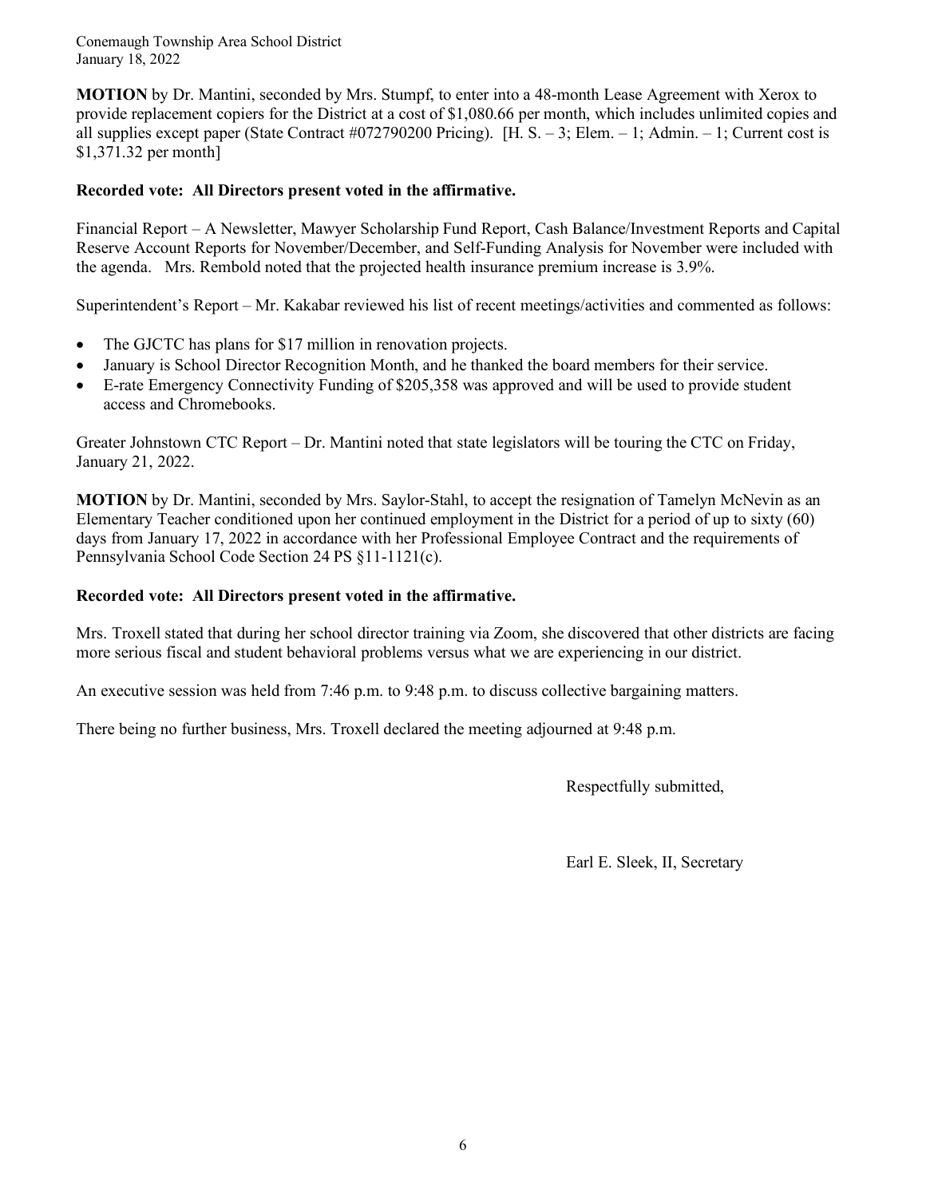**MOTION** by Dr. Mantini, seconded by Mrs. Stumpf, to enter into a 48-month Lease Agreement with Xerox to provide replacement copiers for the District at a cost of $1,080.66 per month, which includes unlimited copies and all supplies except paper (State Contract #072790200 Pricing). [H. S. – 3; Elem. – 1; Admin. – 1; Current cost is $1,371.32 per month]

**Recorded vote: All Directors present voted in the affirmative.**

Financial Report – A Newsletter, Mawyer Scholarship Fund Report, Cash Balance/Investment Reports and Capital Reserve Account Reports for November/December, and Self-Funding Analysis for November were included with the agenda. Mrs. Rembold noted that the projected health insurance premium increase is 3.9%.

Superintendent's Report – Mr. Kakabar reviewed his list of recent meetings/activities and commented as follows:

- The GJCTC has plans for $17 million in renovation projects.
- January is School Director Recognition Month, and he thanked the board members for their service.
- E-rate Emergency Connectivity Funding of $205,358 was approved and will be used to provide student access and Chromebooks.

Greater Johnstown CTC Report – Dr. Mantini noted that state legislators will be touring the CTC on Friday, January 21, 2022.

**MOTION** by Dr. Mantini, seconded by Mrs. Saylor-Stahl, to accept the resignation of Tamelyn McNevin as an Elementary Teacher conditioned upon her continued employment in the District for a period of up to sixty (60) days from January 17, 2022 in accordance with her Professional Employee Contract and the requirements of Pennsylvania School Code Section 24 PS §11-1121(c).

**Recorded vote: All Directors present voted in the affirmative.**

Mrs. Troxell stated that during her school director training via Zoom, she discovered that other districts are facing more serious fiscal and student behavioral problems versus what we are experiencing in our district.

An executive session was held from 7:46 p.m. to 9:48 p.m. to discuss collective bargaining matters.

There being no further business, Mrs. Troxell declared the meeting adjourned at 9:48 p.m.

Respectfully submitted,

Earl E. Sleek, II, Secretary